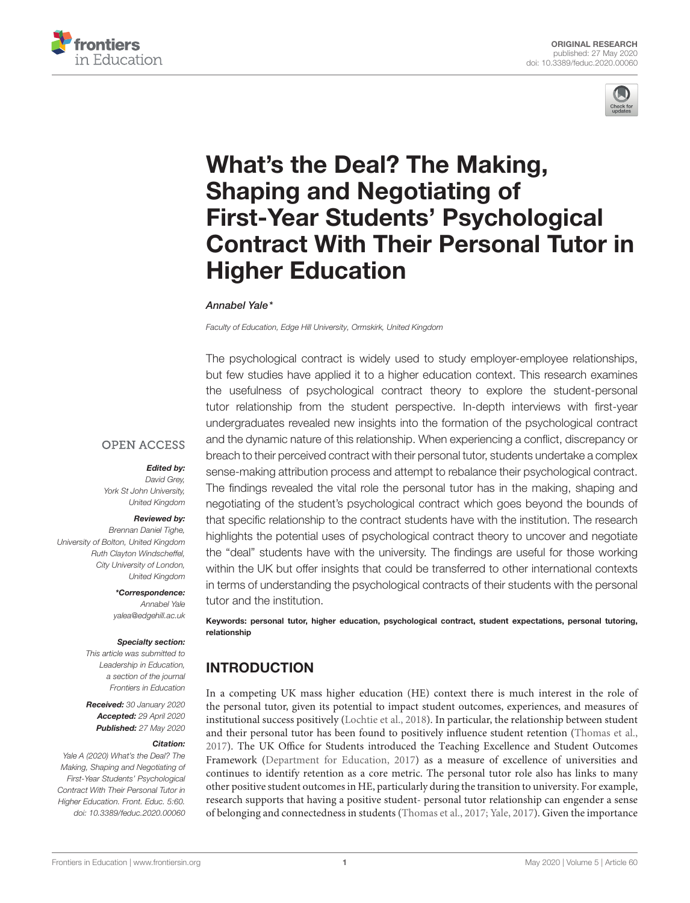ORIGINAL RESEARCH
published: 27 May 2020
doi: 10.3389/feduc.2020.00060

# What's the Deal? The Making, Shaping and Negotiating of First-Year Students' Psychological Contract With Their Personal Tutor in Higher Education

*Annabel Yale**

*Faculty of Education, Edge Hill University, Ormskirk, United Kingdom*

OPEN ACCESS

***Edited by:***
*David Grey,*
*York St John University,*
*United Kingdom*

***Reviewed by:***
*Brennan Daniel Tighe,*
*University of Bolton, United Kingdom*
*Ruth Clayton Windscheffel,*
*City University of London,*
*United Kingdom*

***\*Correspondence:***
*Annabel Yale*
*yalea@edgehill.ac.uk*

***Specialty section:***
*This article was submitted to Leadership in Education, a section of the journal Frontiers in Education*

***Received:*** *30 January 2020*
***Accepted:*** *29 April 2020*
***Published:*** *27 May 2020*

***Citation:***
*Yale A (2020) What's the Deal? The Making, Shaping and Negotiating of First-Year Students' Psychological Contract With Their Personal Tutor in Higher Education. Front. Educ. 5:60. doi: 10.3389/feduc.2020.00060*

The psychological contract is widely used to study employer-employee relationships, but few studies have applied it to a higher education context. This research examines the usefulness of psychological contract theory to explore the student-personal tutor relationship from the student perspective. In-depth interviews with first-year undergraduates revealed new insights into the formation of the psychological contract and the dynamic nature of this relationship. When experiencing a conflict, discrepancy or breach to their perceived contract with their personal tutor, students undertake a complex sense-making attribution process and attempt to rebalance their psychological contract. The findings revealed the vital role the personal tutor has in the making, shaping and negotiating of the student's psychological contract which goes beyond the bounds of that specific relationship to the contract students have with the institution. The research highlights the potential uses of psychological contract theory to uncover and negotiate the "deal" students have with the university. The findings are useful for those working within the UK but offer insights that could be transferred to other international contexts in terms of understanding the psychological contracts of their students with the personal tutor and the institution.

**Keywords: personal tutor, higher education, psychological contract, student expectations, personal tutoring, relationship**

## INTRODUCTION

In a competing UK mass higher education (HE) context there is much interest in the role of the personal tutor, given its potential to impact student outcomes, experiences, and measures of institutional success positively (Lochtie et al., 2018). In particular, the relationship between student and their personal tutor has been found to positively influence student retention (Thomas et al., 2017). The UK Office for Students introduced the Teaching Excellence and Student Outcomes Framework (Department for Education, 2017) as a measure of excellence of universities and continues to identify retention as a core metric. The personal tutor role also has links to many other positive student outcomes in HE, particularly during the transition to university. For example, research supports that having a positive student- personal tutor relationship can engender a sense of belonging and connectedness in students (Thomas et al., 2017; Yale, 2017). Given the importance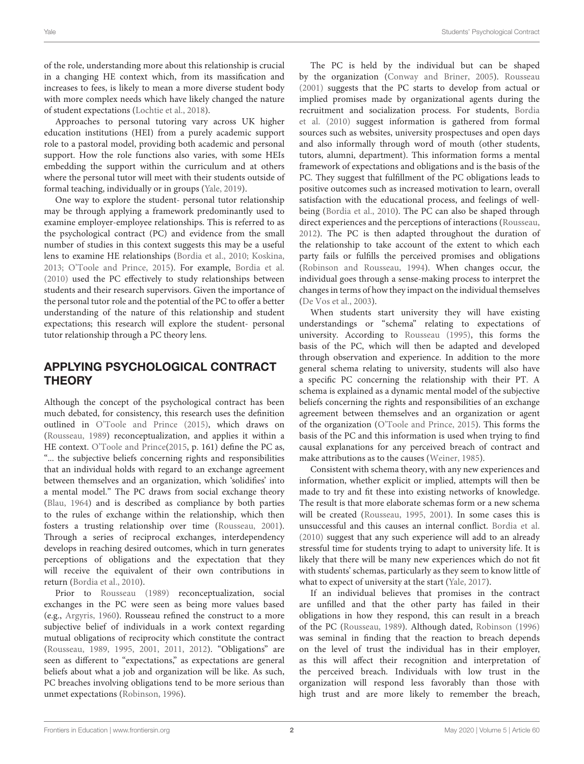of the role, understanding more about this relationship is crucial in a changing HE context which, from its massification and increases to fees, is likely to mean a more diverse student body with more complex needs which have likely changed the nature of student expectations (Lochtie et al., 2018).

Approaches to personal tutoring vary across UK higher education institutions (HEI) from a purely academic support role to a pastoral model, providing both academic and personal support. How the role functions also varies, with some HEIs embedding the support within the curriculum and at others where the personal tutor will meet with their students outside of formal teaching, individually or in groups (Yale, 2019).

One way to explore the student- personal tutor relationship may be through applying a framework predominantly used to examine employer-employee relationships. This is referred to as the psychological contract (PC) and evidence from the small number of studies in this context suggests this may be a useful lens to examine HE relationships (Bordia et al., 2010; Koskina, 2013; O'Toole and Prince, 2015). For example, Bordia et al. (2010) used the PC effectively to study relationships between students and their research supervisors. Given the importance of the personal tutor role and the potential of the PC to offer a better understanding of the nature of this relationship and student expectations; this research will explore the student- personal tutor relationship through a PC theory lens.

## APPLYING PSYCHOLOGICAL CONTRACT THEORY

Although the concept of the psychological contract has been much debated, for consistency, this research uses the definition outlined in O'Toole and Prince (2015), which draws on (Rousseau, 1989) reconceptualization, and applies it within a HE context. O'Toole and Prince(2015, p. 161) define the PC as, "... the subjective beliefs concerning rights and responsibilities that an individual holds with regard to an exchange agreement between themselves and an organization, which 'solidifies' into a mental model." The PC draws from social exchange theory (Blau, 1964) and is described as compliance by both parties to the rules of exchange within the relationship, which then fosters a trusting relationship over time (Rousseau, 2001). Through a series of reciprocal exchanges, interdependency develops in reaching desired outcomes, which in turn generates perceptions of obligations and the expectation that they will receive the equivalent of their own contributions in return (Bordia et al., 2010).

Prior to Rousseau (1989) reconceptualization, social exchanges in the PC were seen as being more values based (e.g., Argyris, 1960). Rousseau refined the construct to a more subjective belief of individuals in a work context regarding mutual obligations of reciprocity which constitute the contract (Rousseau, 1989, 1995, 2001, 2011, 2012). "Obligations" are seen as different to "expectations," as expectations are general beliefs about what a job and organization will be like. As such, PC breaches involving obligations tend to be more serious than unmet expectations (Robinson, 1996).

The PC is held by the individual but can be shaped by the organization (Conway and Briner, 2005). Rousseau (2001) suggests that the PC starts to develop from actual or implied promises made by organizational agents during the recruitment and socialization process. For students, Bordia et al. (2010) suggest information is gathered from formal sources such as websites, university prospectuses and open days and also informally through word of mouth (other students, tutors, alumni, department). This information forms a mental framework of expectations and obligations and is the basis of the PC. They suggest that fulfillment of the PC obligations leads to positive outcomes such as increased motivation to learn, overall satisfaction with the educational process, and feelings of well-being (Bordia et al., 2010). The PC can also be shaped through direct experiences and the perceptions of interactions (Rousseau, 2012). The PC is then adapted throughout the duration of the relationship to take account of the extent to which each party fails or fulfills the perceived promises and obligations (Robinson and Rousseau, 1994). When changes occur, the individual goes through a sense-making process to interpret the changes in terms of how they impact on the individual themselves (De Vos et al., 2003).

When students start university they will have existing understandings or "schema" relating to expectations of university. According to Rousseau (1995), this forms the basis of the PC, which will then be adapted and developed through observation and experience. In addition to the more general schema relating to university, students will also have a specific PC concerning the relationship with their PT. A schema is explained as a dynamic mental model of the subjective beliefs concerning the rights and responsibilities of an exchange agreement between themselves and an organization or agent of the organization (O'Toole and Prince, 2015). This forms the basis of the PC and this information is used when trying to find causal explanations for any perceived breach of contract and make attributions as to the causes (Weiner, 1985).

Consistent with schema theory, with any new experiences and information, whether explicit or implied, attempts will then be made to try and fit these into existing networks of knowledge. The result is that more elaborate schemas form or a new schema will be created (Rousseau, 1995, 2001). In some cases this is unsuccessful and this causes an internal conflict. Bordia et al. (2010) suggest that any such experience will add to an already stressful time for students trying to adapt to university life. It is likely that there will be many new experiences which do not fit with students' schemas, particularly as they seem to know little of what to expect of university at the start (Yale, 2017).

If an individual believes that promises in the contract are unfilled and that the other party has failed in their obligations in how they respond, this can result in a breach of the PC (Rousseau, 1989). Although dated, Robinson (1996) was seminal in finding that the reaction to breach depends on the level of trust the individual has in their employer, as this will affect their recognition and interpretation of the perceived breach. Individuals with low trust in the organization will respond less favorably than those with high trust and are more likely to remember the breach,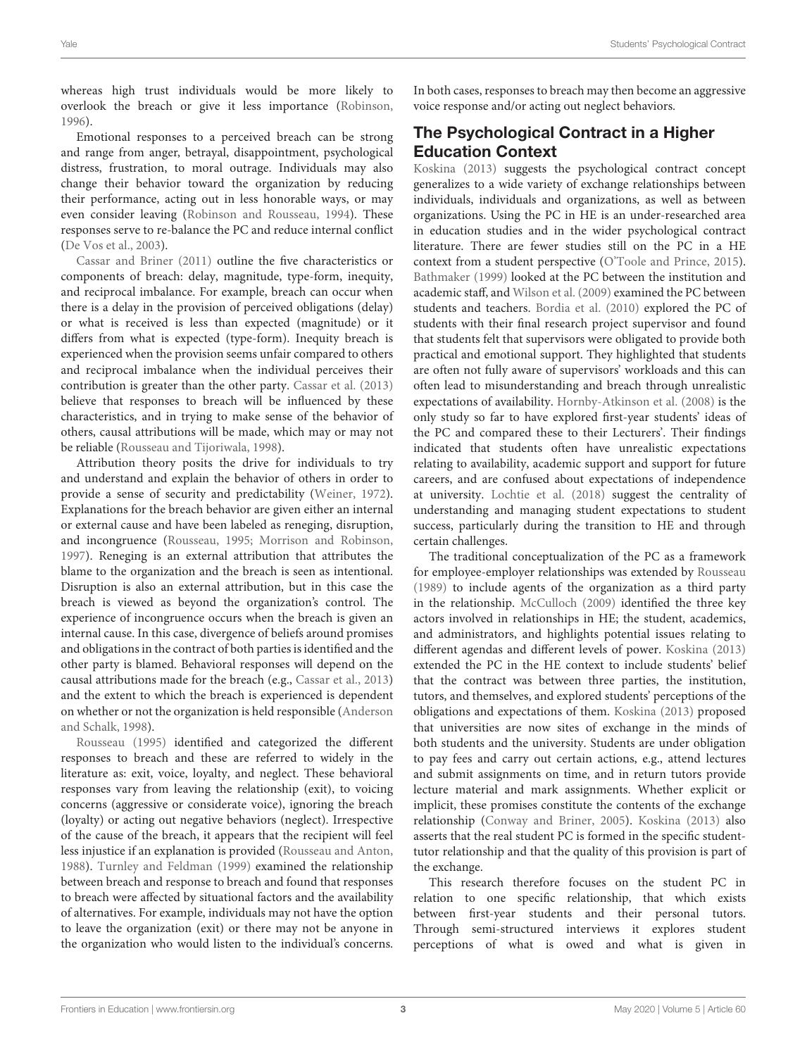whereas high trust individuals would be more likely to overlook the breach or give it less importance (Robinson, 1996).

Emotional responses to a perceived breach can be strong and range from anger, betrayal, disappointment, psychological distress, frustration, to moral outrage. Individuals may also change their behavior toward the organization by reducing their performance, acting out in less honorable ways, or may even consider leaving (Robinson and Rousseau, 1994). These responses serve to re-balance the PC and reduce internal conflict (De Vos et al., 2003).

Cassar and Briner (2011) outline the five characteristics or components of breach: delay, magnitude, type-form, inequity, and reciprocal imbalance. For example, breach can occur when there is a delay in the provision of perceived obligations (delay) or what is received is less than expected (magnitude) or it differs from what is expected (type-form). Inequity breach is experienced when the provision seems unfair compared to others and reciprocal imbalance when the individual perceives their contribution is greater than the other party. Cassar et al. (2013) believe that responses to breach will be influenced by these characteristics, and in trying to make sense of the behavior of others, causal attributions will be made, which may or may not be reliable (Rousseau and Tijoriwala, 1998).

Attribution theory posits the drive for individuals to try and understand and explain the behavior of others in order to provide a sense of security and predictability (Weiner, 1972). Explanations for the breach behavior are given either an internal or external cause and have been labeled as reneging, disruption, and incongruence (Rousseau, 1995; Morrison and Robinson, 1997). Reneging is an external attribution that attributes the blame to the organization and the breach is seen as intentional. Disruption is also an external attribution, but in this case the breach is viewed as beyond the organization's control. The experience of incongruence occurs when the breach is given an internal cause. In this case, divergence of beliefs around promises and obligations in the contract of both parties is identified and the other party is blamed. Behavioral responses will depend on the causal attributions made for the breach (e.g., Cassar et al., 2013) and the extent to which the breach is experienced is dependent on whether or not the organization is held responsible (Anderson and Schalk, 1998).

Rousseau (1995) identified and categorized the different responses to breach and these are referred to widely in the literature as: exit, voice, loyalty, and neglect. These behavioral responses vary from leaving the relationship (exit), to voicing concerns (aggressive or considerate voice), ignoring the breach (loyalty) or acting out negative behaviors (neglect). Irrespective of the cause of the breach, it appears that the recipient will feel less injustice if an explanation is provided (Rousseau and Anton, 1988). Turnley and Feldman (1999) examined the relationship between breach and response to breach and found that responses to breach were affected by situational factors and the availability of alternatives. For example, individuals may not have the option to leave the organization (exit) or there may not be anyone in the organization who would listen to the individual's concerns. In both cases, responses to breach may then become an aggressive voice response and/or acting out neglect behaviors.

## The Psychological Contract in a Higher Education Context

Koskina (2013) suggests the psychological contract concept generalizes to a wide variety of exchange relationships between individuals, individuals and organizations, as well as between organizations. Using the PC in HE is an under-researched area in education studies and in the wider psychological contract literature. There are fewer studies still on the PC in a HE context from a student perspective (O'Toole and Prince, 2015). Bathmaker (1999) looked at the PC between the institution and academic staff, and Wilson et al. (2009) examined the PC between students and teachers. Bordia et al. (2010) explored the PC of students with their final research project supervisor and found that students felt that supervisors were obligated to provide both practical and emotional support. They highlighted that students are often not fully aware of supervisors' workloads and this can often lead to misunderstanding and breach through unrealistic expectations of availability. Hornby-Atkinson et al. (2008) is the only study so far to have explored first-year students' ideas of the PC and compared these to their Lecturers'. Their findings indicated that students often have unrealistic expectations relating to availability, academic support and support for future careers, and are confused about expectations of independence at university. Lochtie et al. (2018) suggest the centrality of understanding and managing student expectations to student success, particularly during the transition to HE and through certain challenges.

The traditional conceptualization of the PC as a framework for employee-employer relationships was extended by Rousseau (1989) to include agents of the organization as a third party in the relationship. McCulloch (2009) identified the three key actors involved in relationships in HE; the student, academics, and administrators, and highlights potential issues relating to different agendas and different levels of power. Koskina (2013) extended the PC in the HE context to include students' belief that the contract was between three parties, the institution, tutors, and themselves, and explored students' perceptions of the obligations and expectations of them. Koskina (2013) proposed that universities are now sites of exchange in the minds of both students and the university. Students are under obligation to pay fees and carry out certain actions, e.g., attend lectures and submit assignments on time, and in return tutors provide lecture material and mark assignments. Whether explicit or implicit, these promises constitute the contents of the exchange relationship (Conway and Briner, 2005). Koskina (2013) also asserts that the real student PC is formed in the specific student-tutor relationship and that the quality of this provision is part of the exchange.

This research therefore focuses on the student PC in relation to one specific relationship, that which exists between first-year students and their personal tutors. Through semi-structured interviews it explores student perceptions of what is owed and what is given in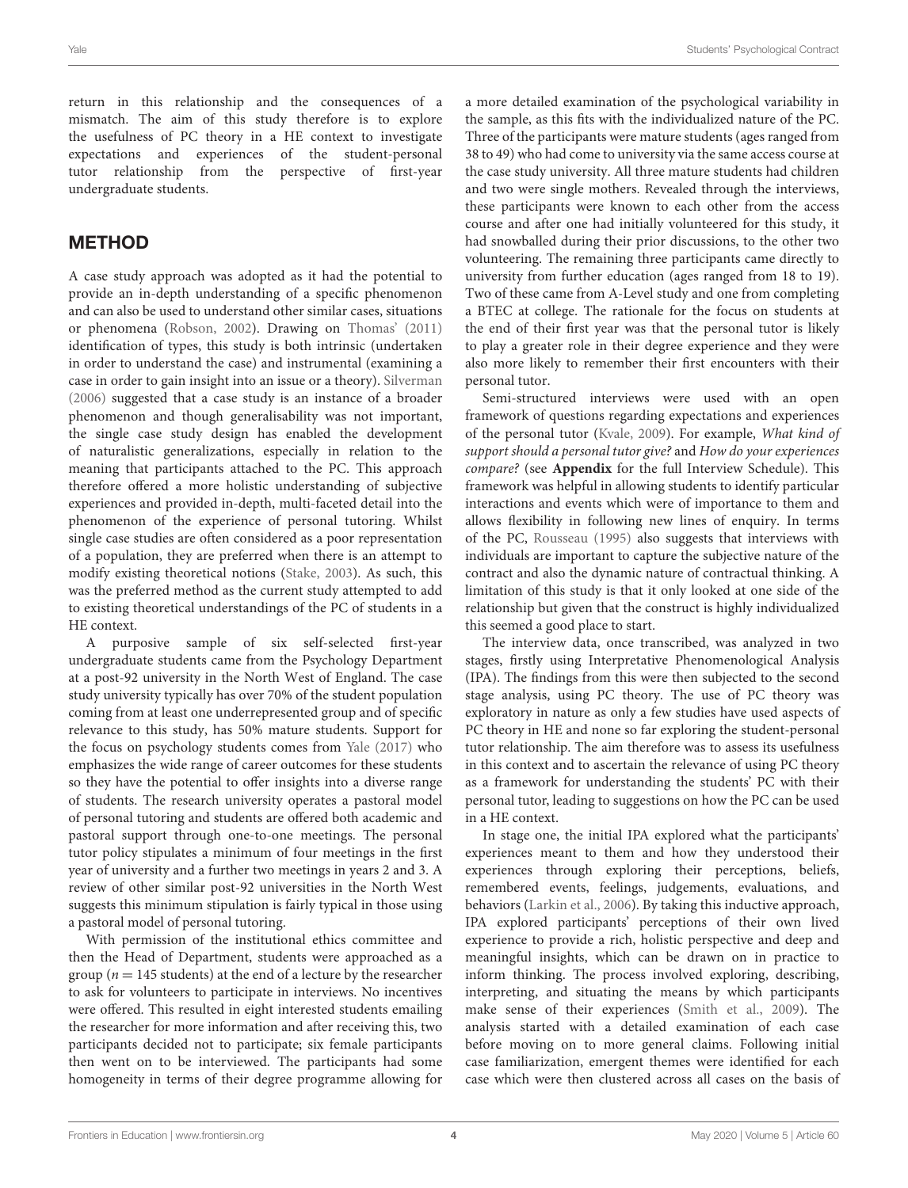return in this relationship and the consequences of a mismatch. The aim of this study therefore is to explore the usefulness of PC theory in a HE context to investigate expectations and experiences of the student-personal tutor relationship from the perspective of first-year undergraduate students.

## METHOD

A case study approach was adopted as it had the potential to provide an in-depth understanding of a specific phenomenon and can also be used to understand other similar cases, situations or phenomena (Robson, 2002). Drawing on Thomas' (2011) identification of types, this study is both intrinsic (undertaken in order to understand the case) and instrumental (examining a case in order to gain insight into an issue or a theory). Silverman (2006) suggested that a case study is an instance of a broader phenomenon and though generalisability was not important, the single case study design has enabled the development of naturalistic generalizations, especially in relation to the meaning that participants attached to the PC. This approach therefore offered a more holistic understanding of subjective experiences and provided in-depth, multi-faceted detail into the phenomenon of the experience of personal tutoring. Whilst single case studies are often considered as a poor representation of a population, they are preferred when there is an attempt to modify existing theoretical notions (Stake, 2003). As such, this was the preferred method as the current study attempted to add to existing theoretical understandings of the PC of students in a HE context.

A purposive sample of six self-selected first-year undergraduate students came from the Psychology Department at a post-92 university in the North West of England. The case study university typically has over 70% of the student population coming from at least one underrepresented group and of specific relevance to this study, has 50% mature students. Support for the focus on psychology students comes from Yale (2017) who emphasizes the wide range of career outcomes for these students so they have the potential to offer insights into a diverse range of students. The research university operates a pastoral model of personal tutoring and students are offered both academic and pastoral support through one-to-one meetings. The personal tutor policy stipulates a minimum of four meetings in the first year of university and a further two meetings in years 2 and 3. A review of other similar post-92 universities in the North West suggests this minimum stipulation is fairly typical in those using a pastoral model of personal tutoring.

With permission of the institutional ethics committee and then the Head of Department, students were approached as a group ($n = 145$ students) at the end of a lecture by the researcher to ask for volunteers to participate in interviews. No incentives were offered. This resulted in eight interested students emailing the researcher for more information and after receiving this, two participants decided not to participate; six female participants then went on to be interviewed. The participants had some homogeneity in terms of their degree programme allowing for a more detailed examination of the psychological variability in the sample, as this fits with the individualized nature of the PC. Three of the participants were mature students (ages ranged from 38 to 49) who had come to university via the same access course at the case study university. All three mature students had children and two were single mothers. Revealed through the interviews, these participants were known to each other from the access course and after one had initially volunteered for this study, it had snowballed during their prior discussions, to the other two volunteering. The remaining three participants came directly to university from further education (ages ranged from 18 to 19). Two of these came from A-Level study and one from completing a BTEC at college. The rationale for the focus on students at the end of their first year was that the personal tutor is likely to play a greater role in their degree experience and they were also more likely to remember their first encounters with their personal tutor.

Semi-structured interviews were used with an open framework of questions regarding expectations and experiences of the personal tutor (Kvale, 2009). For example, *What kind of support should a personal tutor give?* and *How do your experiences compare?* (see **Appendix** for the full Interview Schedule). This framework was helpful in allowing students to identify particular interactions and events which were of importance to them and allows flexibility in following new lines of enquiry. In terms of the PC, Rousseau (1995) also suggests that interviews with individuals are important to capture the subjective nature of the contract and also the dynamic nature of contractual thinking. A limitation of this study is that it only looked at one side of the relationship but given that the construct is highly individualized this seemed a good place to start.

The interview data, once transcribed, was analyzed in two stages, firstly using Interpretative Phenomenological Analysis (IPA). The findings from this were then subjected to the second stage analysis, using PC theory. The use of PC theory was exploratory in nature as only a few studies have used aspects of PC theory in HE and none so far exploring the student-personal tutor relationship. The aim therefore was to assess its usefulness in this context and to ascertain the relevance of using PC theory as a framework for understanding the students' PC with their personal tutor, leading to suggestions on how the PC can be used in a HE context.

In stage one, the initial IPA explored what the participants' experiences meant to them and how they understood their experiences through exploring their perceptions, beliefs, remembered events, feelings, judgements, evaluations, and behaviors (Larkin et al., 2006). By taking this inductive approach, IPA explored participants' perceptions of their own lived experience to provide a rich, holistic perspective and deep and meaningful insights, which can be drawn on in practice to inform thinking. The process involved exploring, describing, interpreting, and situating the means by which participants make sense of their experiences (Smith et al., 2009). The analysis started with a detailed examination of each case before moving on to more general claims. Following initial case familiarization, emergent themes were identified for each case which were then clustered across all cases on the basis of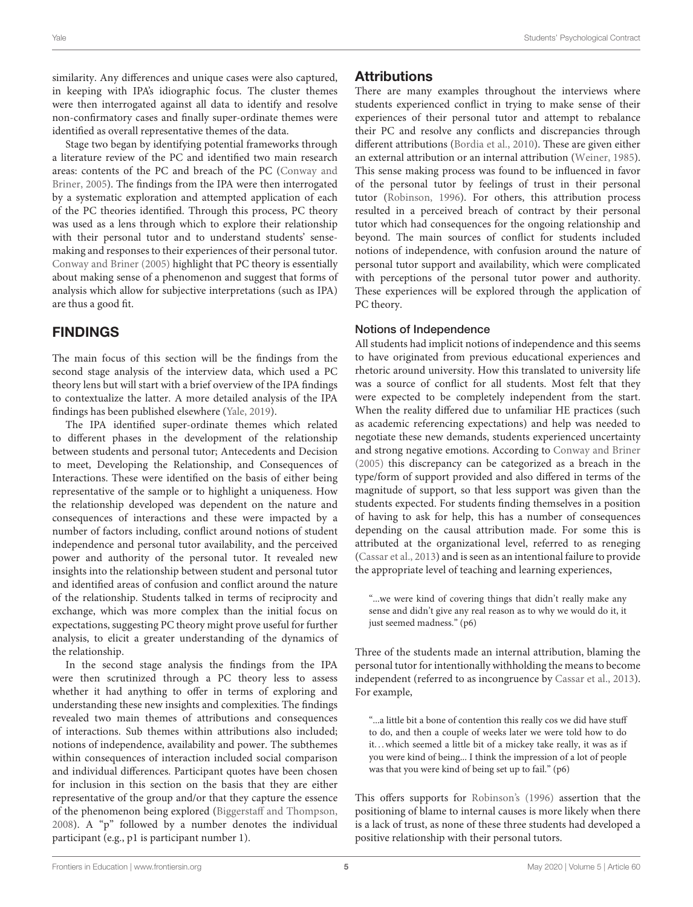similarity. Any differences and unique cases were also captured, in keeping with IPA's idiographic focus. The cluster themes were then interrogated against all data to identify and resolve non-confirmatory cases and finally super-ordinate themes were identified as overall representative themes of the data.

Stage two began by identifying potential frameworks through a literature review of the PC and identified two main research areas: contents of the PC and breach of the PC (Conway and Briner, 2005). The findings from the IPA were then interrogated by a systematic exploration and attempted application of each of the PC theories identified. Through this process, PC theory was used as a lens through which to explore their relationship with their personal tutor and to understand students' sense-making and responses to their experiences of their personal tutor. Conway and Briner (2005) highlight that PC theory is essentially about making sense of a phenomenon and suggest that forms of analysis which allow for subjective interpretations (such as IPA) are thus a good fit.

## FINDINGS

The main focus of this section will be the findings from the second stage analysis of the interview data, which used a PC theory lens but will start with a brief overview of the IPA findings to contextualize the latter. A more detailed analysis of the IPA findings has been published elsewhere (Yale, 2019).

The IPA identified super-ordinate themes which related to different phases in the development of the relationship between students and personal tutor; Antecedents and Decision to meet, Developing the Relationship, and Consequences of Interactions. These were identified on the basis of either being representative of the sample or to highlight a uniqueness. How the relationship developed was dependent on the nature and consequences of interactions and these were impacted by a number of factors including, conflict around notions of student independence and personal tutor availability, and the perceived power and authority of the personal tutor. It revealed new insights into the relationship between student and personal tutor and identified areas of confusion and conflict around the nature of the relationship. Students talked in terms of reciprocity and exchange, which was more complex than the initial focus on expectations, suggesting PC theory might prove useful for further analysis, to elicit a greater understanding of the dynamics of the relationship.

In the second stage analysis the findings from the IPA were then scrutinized through a PC theory less to assess whether it had anything to offer in terms of exploring and understanding these new insights and complexities. The findings revealed two main themes of attributions and consequences of interactions. Sub themes within attributions also included; notions of independence, availability and power. The subthemes within consequences of interaction included social comparison and individual differences. Participant quotes have been chosen for inclusion in this section on the basis that they are either representative of the group and/or that they capture the essence of the phenomenon being explored (Biggerstaff and Thompson, 2008). A "p" followed by a number denotes the individual participant (e.g., p1 is participant number 1).

### Attributions

There are many examples throughout the interviews where students experienced conflict in trying to make sense of their experiences of their personal tutor and attempt to rebalance their PC and resolve any conflicts and discrepancies through different attributions (Bordia et al., 2010). These are given either an external attribution or an internal attribution (Weiner, 1985). This sense making process was found to be influenced in favor of the personal tutor by feelings of trust in their personal tutor (Robinson, 1996). For others, this attribution process resulted in a perceived breach of contract by their personal tutor which had consequences for the ongoing relationship and beyond. The main sources of conflict for students included notions of independence, with confusion around the nature of personal tutor support and availability, which were complicated with perceptions of the personal tutor power and authority. These experiences will be explored through the application of PC theory.

#### Notions of Independence

All students had implicit notions of independence and this seems to have originated from previous educational experiences and rhetoric around university. How this translated to university life was a source of conflict for all students. Most felt that they were expected to be completely independent from the start. When the reality differed due to unfamiliar HE practices (such as academic referencing expectations) and help was needed to negotiate these new demands, students experienced uncertainty and strong negative emotions. According to Conway and Briner (2005) this discrepancy can be categorized as a breach in the type/form of support provided and also differed in terms of the magnitude of support, so that less support was given than the students expected. For students finding themselves in a position of having to ask for help, this has a number of consequences depending on the causal attribution made. For some this is attributed at the organizational level, referred to as reneging (Cassar et al., 2013) and is seen as an intentional failure to provide the appropriate level of teaching and learning experiences,

> "...we were kind of covering things that didn't really make any sense and didn't give any real reason as to why we would do it, it just seemed madness." (p6)

Three of the students made an internal attribution, blaming the personal tutor for intentionally withholding the means to become independent (referred to as incongruence by Cassar et al., 2013). For example,

> "...a little bit a bone of contention this really cos we did have stuff to do, and then a couple of weeks later we were told how to do it. . . which seemed a little bit of a mickey take really, it was as if you were kind of being... I think the impression of a lot of people was that you were kind of being set up to fail." (p6)

This offers supports for Robinson's (1996) assertion that the positioning of blame to internal causes is more likely when there is a lack of trust, as none of these three students had developed a positive relationship with their personal tutors.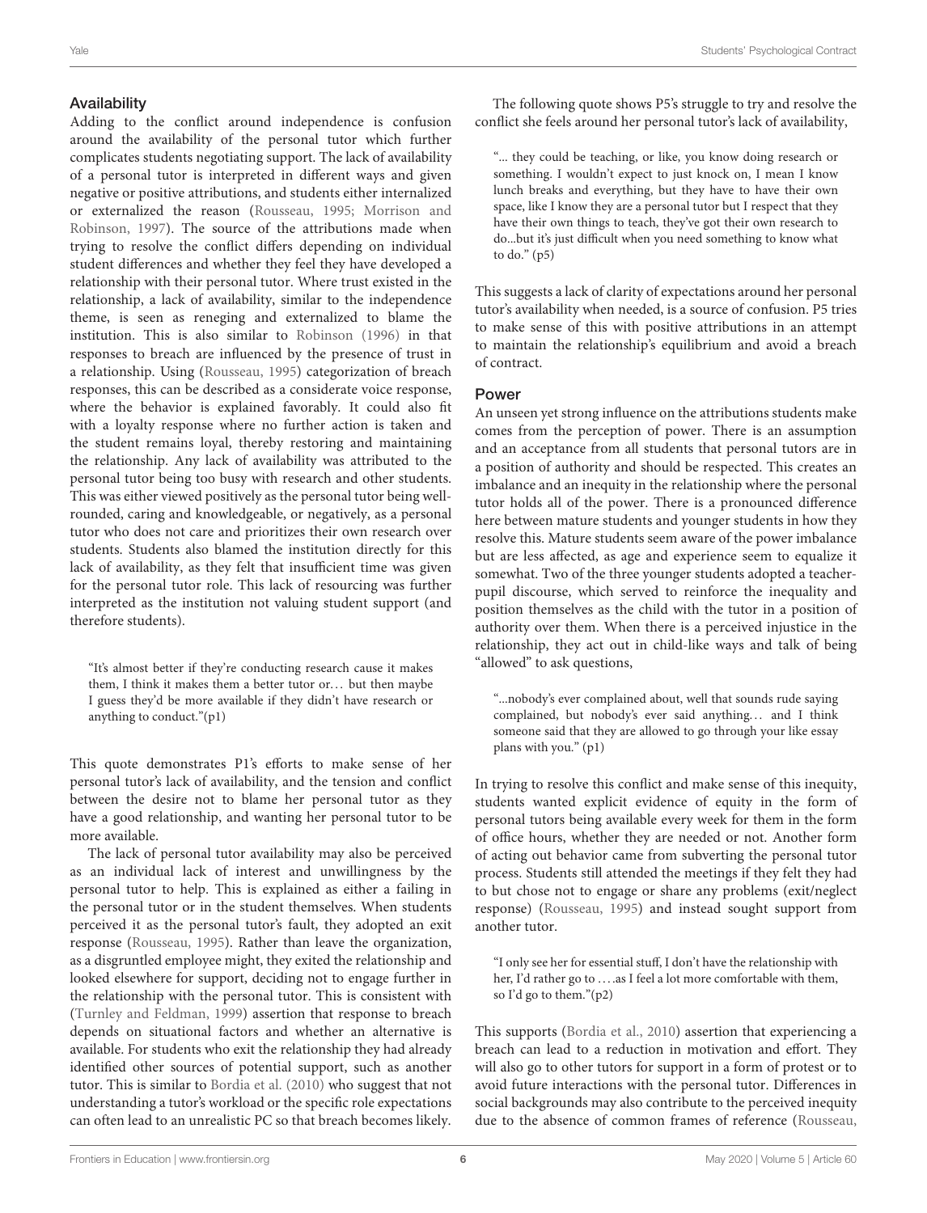### Availability

Adding to the conflict around independence is confusion around the availability of the personal tutor which further complicates students negotiating support. The lack of availability of a personal tutor is interpreted in different ways and given negative or positive attributions, and students either internalized or externalized the reason (Rousseau, 1995; Morrison and Robinson, 1997). The source of the attributions made when trying to resolve the conflict differs depending on individual student differences and whether they feel they have developed a relationship with their personal tutor. Where trust existed in the relationship, a lack of availability, similar to the independence theme, is seen as reneging and externalized to blame the institution. This is also similar to Robinson (1996) in that responses to breach are influenced by the presence of trust in a relationship. Using (Rousseau, 1995) categorization of breach responses, this can be described as a considerate voice response, where the behavior is explained favorably. It could also fit with a loyalty response where no further action is taken and the student remains loyal, thereby restoring and maintaining the relationship. Any lack of availability was attributed to the personal tutor being too busy with research and other students. This was either viewed positively as the personal tutor being well-rounded, caring and knowledgeable, or negatively, as a personal tutor who does not care and prioritizes their own research over students. Students also blamed the institution directly for this lack of availability, as they felt that insufficient time was given for the personal tutor role. This lack of resourcing was further interpreted as the institution not valuing student support (and therefore students).

> "It's almost better if they're conducting research cause it makes them, I think it makes them a better tutor or… but then maybe I guess they'd be more available if they didn't have research or anything to conduct."(p1)

This quote demonstrates P1's efforts to make sense of her personal tutor's lack of availability, and the tension and conflict between the desire not to blame her personal tutor as they have a good relationship, and wanting her personal tutor to be more available.

The lack of personal tutor availability may also be perceived as an individual lack of interest and unwillingness by the personal tutor to help. This is explained as either a failing in the personal tutor or in the student themselves. When students perceived it as the personal tutor's fault, they adopted an exit response (Rousseau, 1995). Rather than leave the organization, as a disgruntled employee might, they exited the relationship and looked elsewhere for support, deciding not to engage further in the relationship with the personal tutor. This is consistent with (Turnley and Feldman, 1999) assertion that response to breach depends on situational factors and whether an alternative is available. For students who exit the relationship they had already identified other sources of potential support, such as another tutor. This is similar to Bordia et al. (2010) who suggest that not understanding a tutor's workload or the specific role expectations can often lead to an unrealistic PC so that breach becomes likely.

The following quote shows P5's struggle to try and resolve the conflict she feels around her personal tutor's lack of availability,

> "... they could be teaching, or like, you know doing research or something. I wouldn't expect to just knock on, I mean I know lunch breaks and everything, but they have to have their own space, like I know they are a personal tutor but I respect that they have their own things to teach, they've got their own research to do...but it's just difficult when you need something to know what to do." (p5)

This suggests a lack of clarity of expectations around her personal tutor's availability when needed, is a source of confusion. P5 tries to make sense of this with positive attributions in an attempt to maintain the relationship's equilibrium and avoid a breach of contract.

### Power

An unseen yet strong influence on the attributions students make comes from the perception of power. There is an assumption and an acceptance from all students that personal tutors are in a position of authority and should be respected. This creates an imbalance and an inequity in the relationship where the personal tutor holds all of the power. There is a pronounced difference here between mature students and younger students in how they resolve this. Mature students seem aware of the power imbalance but are less affected, as age and experience seem to equalize it somewhat. Two of the three younger students adopted a teacher-pupil discourse, which served to reinforce the inequality and position themselves as the child with the tutor in a position of authority over them. When there is a perceived injustice in the relationship, they act out in child-like ways and talk of being "allowed" to ask questions,

> "...nobody's ever complained about, well that sounds rude saying complained, but nobody's ever said anything… and I think someone said that they are allowed to go through your like essay plans with you." (p1)

In trying to resolve this conflict and make sense of this inequity, students wanted explicit evidence of equity in the form of personal tutors being available every week for them in the form of office hours, whether they are needed or not. Another form of acting out behavior came from subverting the personal tutor process. Students still attended the meetings if they felt they had to but chose not to engage or share any problems (exit/neglect response) (Rousseau, 1995) and instead sought support from another tutor.

> "I only see her for essential stuff, I don't have the relationship with her, I'd rather go to ….as I feel a lot more comfortable with them, so I'd go to them."(p2)

This supports (Bordia et al., 2010) assertion that experiencing a breach can lead to a reduction in motivation and effort. They will also go to other tutors for support in a form of protest or to avoid future interactions with the personal tutor. Differences in social backgrounds may also contribute to the perceived inequity due to the absence of common frames of reference (Rousseau,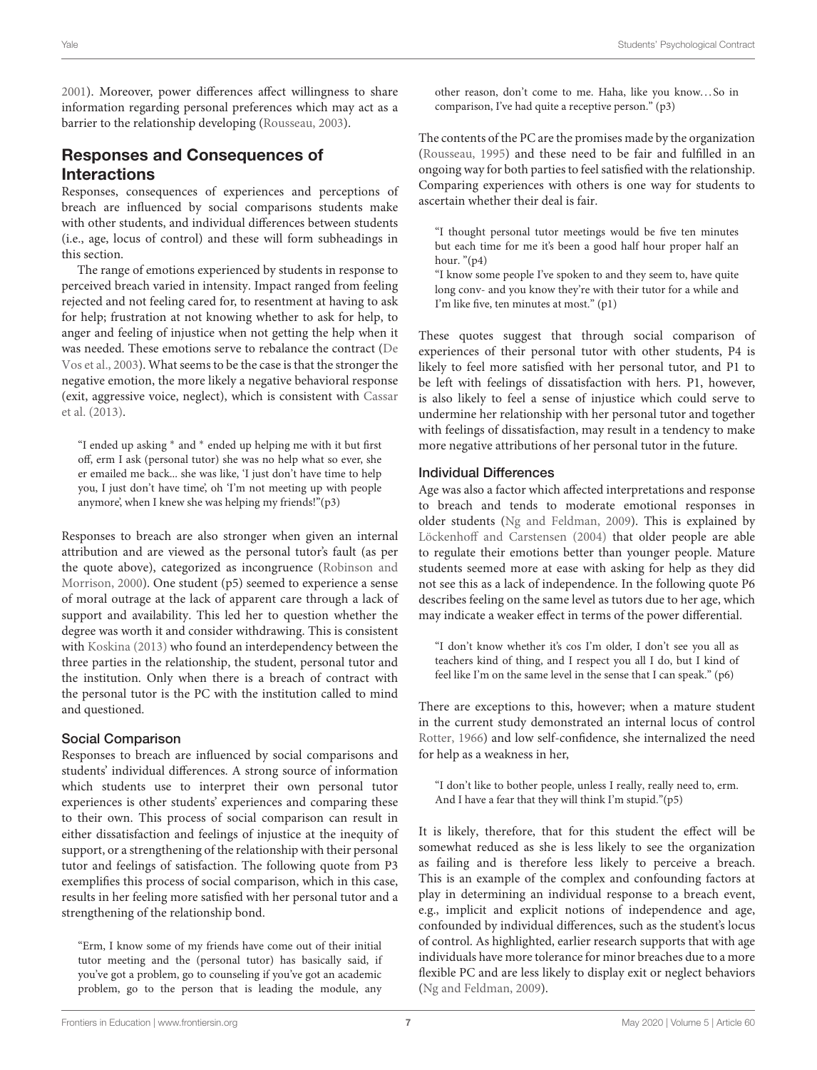2001). Moreover, power differences affect willingness to share information regarding personal preferences which may act as a barrier to the relationship developing (Rousseau, 2003).

## Responses and Consequences of Interactions

Responses, consequences of experiences and perceptions of breach are influenced by social comparisons students make with other students, and individual differences between students (i.e., age, locus of control) and these will form subheadings in this section.

The range of emotions experienced by students in response to perceived breach varied in intensity. Impact ranged from feeling rejected and not feeling cared for, to resentment at having to ask for help; frustration at not knowing whether to ask for help, to anger and feeling of injustice when not getting the help when it was needed. These emotions serve to rebalance the contract (De Vos et al., 2003). What seems to be the case is that the stronger the negative emotion, the more likely a negative behavioral response (exit, aggressive voice, neglect), which is consistent with Cassar et al. (2013).

> "I ended up asking * and * ended up helping me with it but first off, erm I ask (personal tutor) she was no help what so ever, she er emailed me back... she was like, 'I just don't have time to help you, I just don't have time', oh 'I'm not meeting up with people anymore', when I knew she was helping my friends!"(p3)

Responses to breach are also stronger when given an internal attribution and are viewed as the personal tutor's fault (as per the quote above), categorized as incongruence (Robinson and Morrison, 2000). One student (p5) seemed to experience a sense of moral outrage at the lack of apparent care through a lack of support and availability. This led her to question whether the degree was worth it and consider withdrawing. This is consistent with Koskina (2013) who found an interdependency between the three parties in the relationship, the student, personal tutor and the institution. Only when there is a breach of contract with the personal tutor is the PC with the institution called to mind and questioned.

### Social Comparison

Responses to breach are influenced by social comparisons and students' individual differences. A strong source of information which students use to interpret their own personal tutor experiences is other students' experiences and comparing these to their own. This process of social comparison can result in either dissatisfaction and feelings of injustice at the inequity of support, or a strengthening of the relationship with their personal tutor and feelings of satisfaction. The following quote from P3 exemplifies this process of social comparison, which in this case, results in her feeling more satisfied with her personal tutor and a strengthening of the relationship bond.

> "Erm, I know some of my friends have come out of their initial tutor meeting and the (personal tutor) has basically said, if you've got a problem, go to counseling if you've got an academic problem, go to the person that is leading the module, any other reason, don't come to me. Haha, like you know... So in comparison, I've had quite a receptive person." (p3)

The contents of the PC are the promises made by the organization (Rousseau, 1995) and these need to be fair and fulfilled in an ongoing way for both parties to feel satisfied with the relationship. Comparing experiences with others is one way for students to ascertain whether their deal is fair.

> "I thought personal tutor meetings would be five ten minutes but each time for me it's been a good half hour proper half an hour. "(p4)
>
> "I know some people I've spoken to and they seem to, have quite long conv- and you know they're with their tutor for a while and I'm like five, ten minutes at most." (p1)

These quotes suggest that through social comparison of experiences of their personal tutor with other students, P4 is likely to feel more satisfied with her personal tutor, and P1 to be left with feelings of dissatisfaction with hers. P1, however, is also likely to feel a sense of injustice which could serve to undermine her relationship with her personal tutor and together with feelings of dissatisfaction, may result in a tendency to make more negative attributions of her personal tutor in the future.

### Individual Differences

Age was also a factor which affected interpretations and response to breach and tends to moderate emotional responses in older students (Ng and Feldman, 2009). This is explained by Löckenhoff and Carstensen (2004) that older people are able to regulate their emotions better than younger people. Mature students seemed more at ease with asking for help as they did not see this as a lack of independence. In the following quote P6 describes feeling on the same level as tutors due to her age, which may indicate a weaker effect in terms of the power differential.

> "I don't know whether it's cos I'm older, I don't see you all as teachers kind of thing, and I respect you all I do, but I kind of feel like I'm on the same level in the sense that I can speak." (p6)

There are exceptions to this, however; when a mature student in the current study demonstrated an internal locus of control Rotter, 1966) and low self-confidence, she internalized the need for help as a weakness in her,

> "I don't like to bother people, unless I really, really need to, erm. And I have a fear that they will think I'm stupid."(p5)

It is likely, therefore, that for this student the effect will be somewhat reduced as she is less likely to see the organization as failing and is therefore less likely to perceive a breach. This is an example of the complex and confounding factors at play in determining an individual response to a breach event, e.g., implicit and explicit notions of independence and age, confounded by individual differences, such as the student's locus of control. As highlighted, earlier research supports that with age individuals have more tolerance for minor breaches due to a more flexible PC and are less likely to display exit or neglect behaviors (Ng and Feldman, 2009).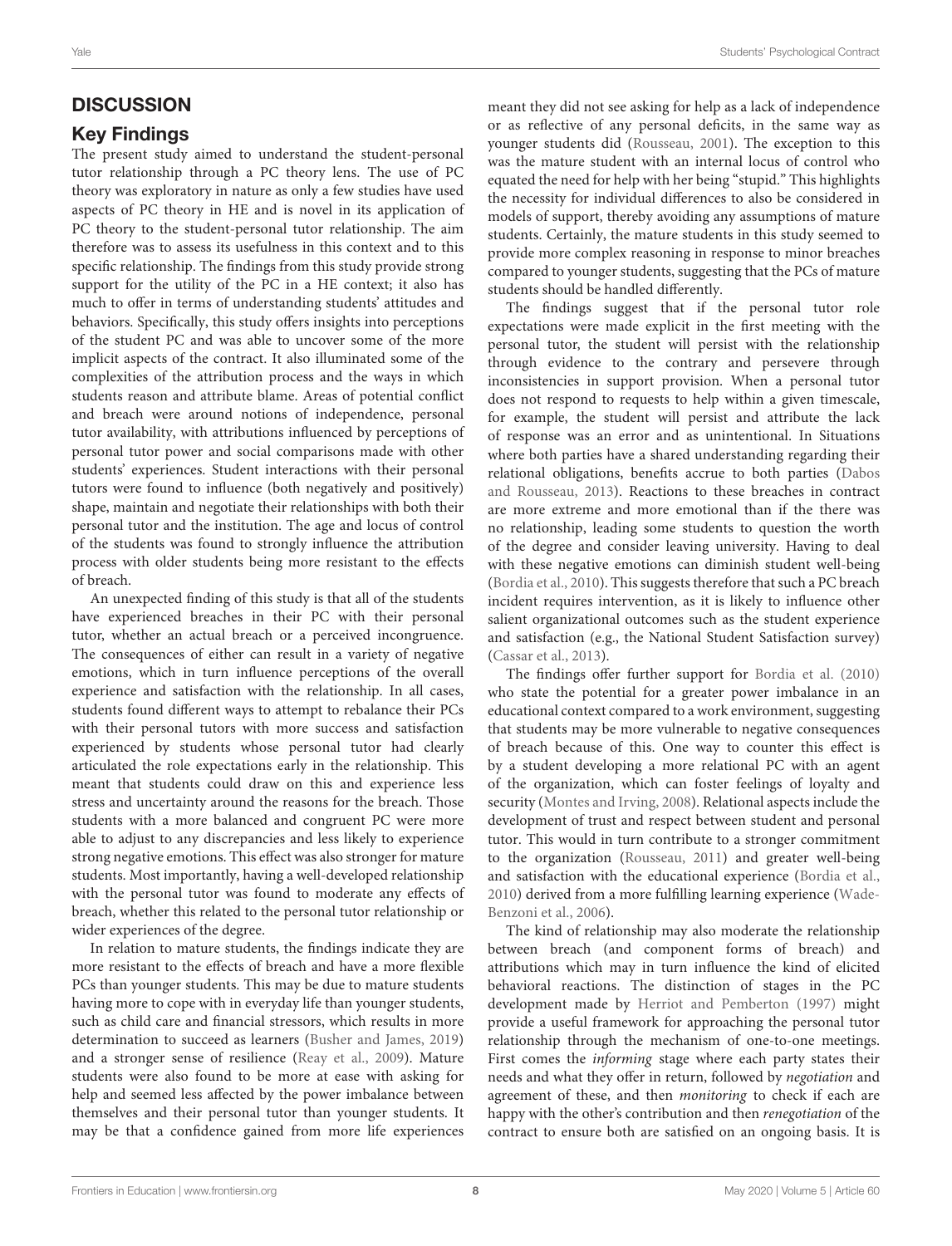## DISCUSSION

### Key Findings

The present study aimed to understand the student-personal tutor relationship through a PC theory lens. The use of PC theory was exploratory in nature as only a few studies have used aspects of PC theory in HE and is novel in its application of PC theory to the student-personal tutor relationship. The aim therefore was to assess its usefulness in this context and to this specific relationship. The findings from this study provide strong support for the utility of the PC in a HE context; it also has much to offer in terms of understanding students' attitudes and behaviors. Specifically, this study offers insights into perceptions of the student PC and was able to uncover some of the more implicit aspects of the contract. It also illuminated some of the complexities of the attribution process and the ways in which students reason and attribute blame. Areas of potential conflict and breach were around notions of independence, personal tutor availability, with attributions influenced by perceptions of personal tutor power and social comparisons made with other students' experiences. Student interactions with their personal tutors were found to influence (both negatively and positively) shape, maintain and negotiate their relationships with both their personal tutor and the institution. The age and locus of control of the students was found to strongly influence the attribution process with older students being more resistant to the effects of breach.

An unexpected finding of this study is that all of the students have experienced breaches in their PC with their personal tutor, whether an actual breach or a perceived incongruence. The consequences of either can result in a variety of negative emotions, which in turn influence perceptions of the overall experience and satisfaction with the relationship. In all cases, students found different ways to attempt to rebalance their PCs with their personal tutors with more success and satisfaction experienced by students whose personal tutor had clearly articulated the role expectations early in the relationship. This meant that students could draw on this and experience less stress and uncertainty around the reasons for the breach. Those students with a more balanced and congruent PC were more able to adjust to any discrepancies and less likely to experience strong negative emotions. This effect was also stronger for mature students. Most importantly, having a well-developed relationship with the personal tutor was found to moderate any effects of breach, whether this related to the personal tutor relationship or wider experiences of the degree.

In relation to mature students, the findings indicate they are more resistant to the effects of breach and have a more flexible PCs than younger students. This may be due to mature students having more to cope with in everyday life than younger students, such as child care and financial stressors, which results in more determination to succeed as learners (Busher and James, 2019) and a stronger sense of resilience (Reay et al., 2009). Mature students were also found to be more at ease with asking for help and seemed less affected by the power imbalance between themselves and their personal tutor than younger students. It may be that a confidence gained from more life experiences meant they did not see asking for help as a lack of independence or as reflective of any personal deficits, in the same way as younger students did (Rousseau, 2001). The exception to this was the mature student with an internal locus of control who equated the need for help with her being "stupid." This highlights the necessity for individual differences to also be considered in models of support, thereby avoiding any assumptions of mature students. Certainly, the mature students in this study seemed to provide more complex reasoning in response to minor breaches compared to younger students, suggesting that the PCs of mature students should be handled differently.

The findings suggest that if the personal tutor role expectations were made explicit in the first meeting with the personal tutor, the student will persist with the relationship through evidence to the contrary and persevere through inconsistencies in support provision. When a personal tutor does not respond to requests to help within a given timescale, for example, the student will persist and attribute the lack of response was an error and as unintentional. In Situations where both parties have a shared understanding regarding their relational obligations, benefits accrue to both parties (Dabos and Rousseau, 2013). Reactions to these breaches in contract are more extreme and more emotional than if the there was no relationship, leading some students to question the worth of the degree and consider leaving university. Having to deal with these negative emotions can diminish student well-being (Bordia et al., 2010). This suggests therefore that such a PC breach incident requires intervention, as it is likely to influence other salient organizational outcomes such as the student experience and satisfaction (e.g., the National Student Satisfaction survey) (Cassar et al., 2013).

The findings offer further support for Bordia et al. (2010) who state the potential for a greater power imbalance in an educational context compared to a work environment, suggesting that students may be more vulnerable to negative consequences of breach because of this. One way to counter this effect is by a student developing a more relational PC with an agent of the organization, which can foster feelings of loyalty and security (Montes and Irving, 2008). Relational aspects include the development of trust and respect between student and personal tutor. This would in turn contribute to a stronger commitment to the organization (Rousseau, 2011) and greater well-being and satisfaction with the educational experience (Bordia et al., 2010) derived from a more fulfilling learning experience (Wade-Benzoni et al., 2006).

The kind of relationship may also moderate the relationship between breach (and component forms of breach) and attributions which may in turn influence the kind of elicited behavioral reactions. The distinction of stages in the PC development made by Herriot and Pemberton (1997) might provide a useful framework for approaching the personal tutor relationship through the mechanism of one-to-one meetings. First comes the *informing* stage where each party states their needs and what they offer in return, followed by *negotiation* and agreement of these, and then *monitoring* to check if each are happy with the other's contribution and then *renegotiation* of the contract to ensure both are satisfied on an ongoing basis. It is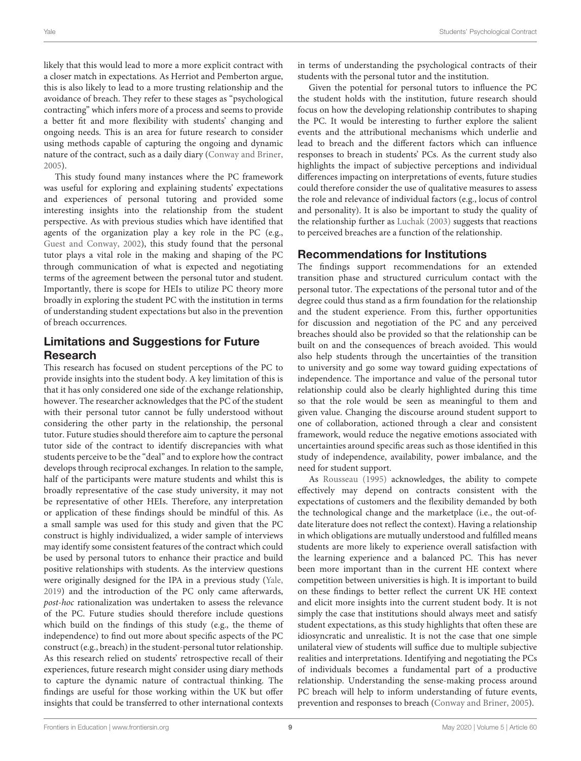likely that this would lead to more a more explicit contract with a closer match in expectations. As Herriot and Pemberton argue, this is also likely to lead to a more trusting relationship and the avoidance of breach. They refer to these stages as "psychological contracting" which infers more of a process and seems to provide a better fit and more flexibility with students' changing and ongoing needs. This is an area for future research to consider using methods capable of capturing the ongoing and dynamic nature of the contract, such as a daily diary (Conway and Briner, 2005).

This study found many instances where the PC framework was useful for exploring and explaining students' expectations and experiences of personal tutoring and provided some interesting insights into the relationship from the student perspective. As with previous studies which have identified that agents of the organization play a key role in the PC (e.g., Guest and Conway, 2002), this study found that the personal tutor plays a vital role in the making and shaping of the PC through communication of what is expected and negotiating terms of the agreement between the personal tutor and student. Importantly, there is scope for HEIs to utilize PC theory more broadly in exploring the student PC with the institution in terms of understanding student expectations but also in the prevention of breach occurrences.

## Limitations and Suggestions for Future Research

This research has focused on student perceptions of the PC to provide insights into the student body. A key limitation of this is that it has only considered one side of the exchange relationship, however. The researcher acknowledges that the PC of the student with their personal tutor cannot be fully understood without considering the other party in the relationship, the personal tutor. Future studies should therefore aim to capture the personal tutor side of the contract to identify discrepancies with what students perceive to be the "deal" and to explore how the contract develops through reciprocal exchanges. In relation to the sample, half of the participants were mature students and whilst this is broadly representative of the case study university, it may not be representative of other HEIs. Therefore, any interpretation or application of these findings should be mindful of this. As a small sample was used for this study and given that the PC construct is highly individualized, a wider sample of interviews may identify some consistent features of the contract which could be used by personal tutors to enhance their practice and build positive relationships with students. As the interview questions were originally designed for the IPA in a previous study (Yale, 2019) and the introduction of the PC only came afterwards, *post-hoc* rationalization was undertaken to assess the relevance of the PC. Future studies should therefore include questions which build on the findings of this study (e.g., the theme of independence) to find out more about specific aspects of the PC construct (e.g., breach) in the student-personal tutor relationship. As this research relied on students' retrospective recall of their experiences, future research might consider using diary methods to capture the dynamic nature of contractual thinking. The findings are useful for those working within the UK but offer insights that could be transferred to other international contexts in terms of understanding the psychological contracts of their students with the personal tutor and the institution.

Given the potential for personal tutors to influence the PC the student holds with the institution, future research should focus on how the developing relationship contributes to shaping the PC. It would be interesting to further explore the salient events and the attributional mechanisms which underlie and lead to breach and the different factors which can influence responses to breach in students' PCs. As the current study also highlights the impact of subjective perceptions and individual differences impacting on interpretations of events, future studies could therefore consider the use of qualitative measures to assess the role and relevance of individual factors (e.g., locus of control and personality). It is also be important to study the quality of the relationship further as Luchak (2003) suggests that reactions to perceived breaches are a function of the relationship.

## Recommendations for Institutions

The findings support recommendations for an extended transition phase and structured curriculum contact with the personal tutor. The expectations of the personal tutor and of the degree could thus stand as a firm foundation for the relationship and the student experience. From this, further opportunities for discussion and negotiation of the PC and any perceived breaches should also be provided so that the relationship can be built on and the consequences of breach avoided. This would also help students through the uncertainties of the transition to university and go some way toward guiding expectations of independence. The importance and value of the personal tutor relationship could also be clearly highlighted during this time so that the role would be seen as meaningful to them and given value. Changing the discourse around student support to one of collaboration, actioned through a clear and consistent framework, would reduce the negative emotions associated with uncertainties around specific areas such as those identified in this study of independence, availability, power imbalance, and the need for student support.

As Rousseau (1995) acknowledges, the ability to compete effectively may depend on contracts consistent with the expectations of customers and the flexibility demanded by both the technological change and the marketplace (i.e., the out-of-date literature does not reflect the context). Having a relationship in which obligations are mutually understood and fulfilled means students are more likely to experience overall satisfaction with the learning experience and a balanced PC. This has never been more important than in the current HE context where competition between universities is high. It is important to build on these findings to better reflect the current UK HE context and elicit more insights into the current student body. It is not simply the case that institutions should always meet and satisfy student expectations, as this study highlights that often these are idiosyncratic and unrealistic. It is not the case that one simple unilateral view of students will suffice due to multiple subjective realities and interpretations. Identifying and negotiating the PCs of individuals becomes a fundamental part of a productive relationship. Understanding the sense-making process around PC breach will help to inform understanding of future events, prevention and responses to breach (Conway and Briner, 2005).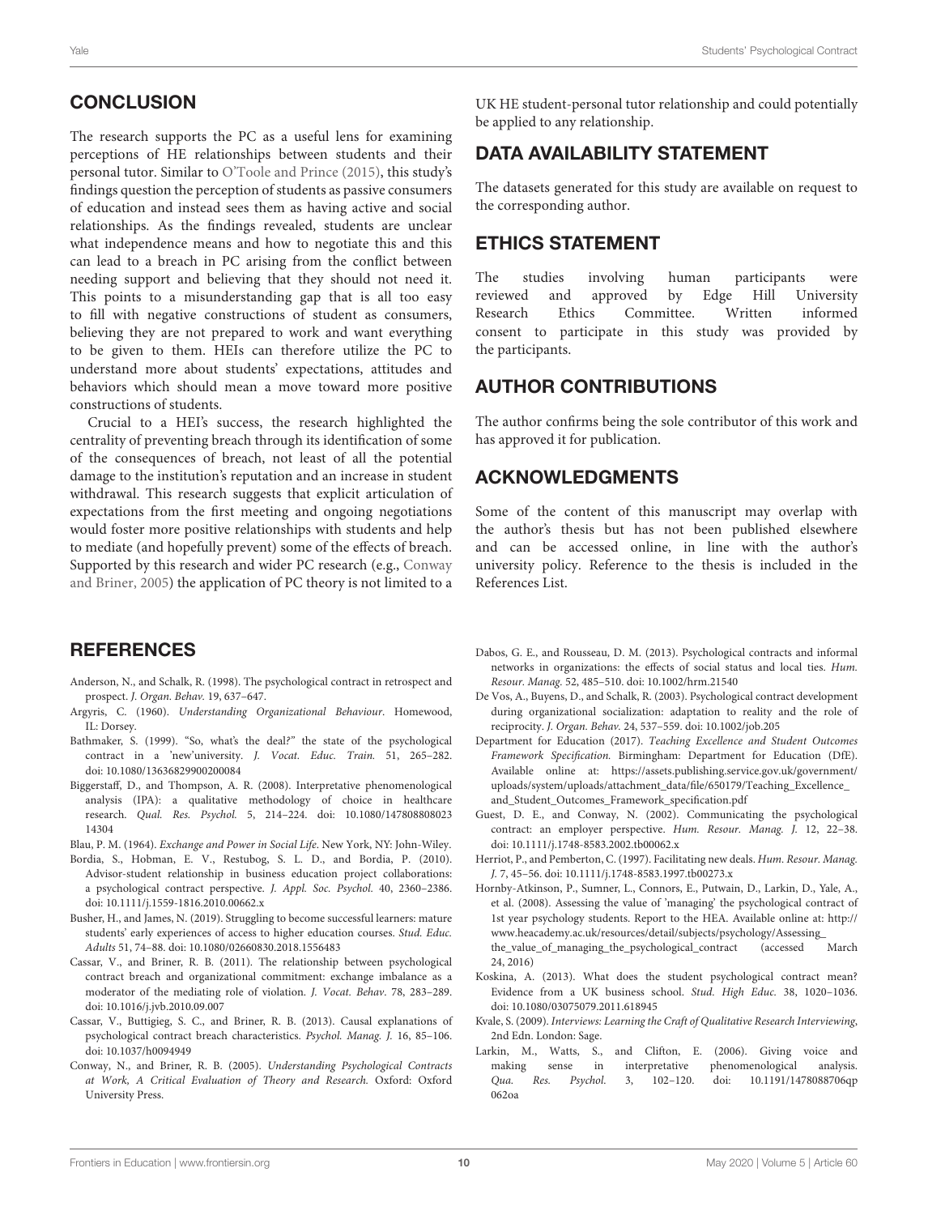## CONCLUSION

The research supports the PC as a useful lens for examining perceptions of HE relationships between students and their personal tutor. Similar to O'Toole and Prince (2015), this study's findings question the perception of students as passive consumers of education and instead sees them as having active and social relationships. As the findings revealed, students are unclear what independence means and how to negotiate this and this can lead to a breach in PC arising from the conflict between needing support and believing that they should not need it. This points to a misunderstanding gap that is all too easy to fill with negative constructions of student as consumers, believing they are not prepared to work and want everything to be given to them. HEIs can therefore utilize the PC to understand more about students' expectations, attitudes and behaviors which should mean a move toward more positive constructions of students.

Crucial to a HEI's success, the research highlighted the centrality of preventing breach through its identification of some of the consequences of breach, not least of all the potential damage to the institution's reputation and an increase in student withdrawal. This research suggests that explicit articulation of expectations from the first meeting and ongoing negotiations would foster more positive relationships with students and help to mediate (and hopefully prevent) some of the effects of breach. Supported by this research and wider PC research (e.g., Conway and Briner, 2005) the application of PC theory is not limited to a UK HE student-personal tutor relationship and could potentially be applied to any relationship.

## DATA AVAILABILITY STATEMENT

The datasets generated for this study are available on request to the corresponding author.

## ETHICS STATEMENT

The studies involving human participants were reviewed and approved by Edge Hill University Research Ethics Committee. Written informed consent to participate in this study was provided by the participants.

## AUTHOR CONTRIBUTIONS

The author confirms being the sole contributor of this work and has approved it for publication.

## ACKNOWLEDGMENTS

Some of the content of this manuscript may overlap with the author's thesis but has not been published elsewhere and can be accessed online, in line with the author's university policy. Reference to the thesis is included in the References List.

## REFERENCES

Anderson, N., and Schalk, R. (1998). The psychological contract in retrospect and prospect. *J. Organ. Behav.* 19, 637–647.

Argyris, C. (1960). *Understanding Organizational Behaviour*. Homewood, IL: Dorsey.

Bathmaker, S. (1999). "So, what's the deal?" the state of the psychological contract in a 'new'university. *J. Vocat. Educ. Train.* 51, 265–282. doi: 10.1080/13636829900200084

Biggerstaff, D., and Thompson, A. R. (2008). Interpretative phenomenological analysis (IPA): a qualitative methodology of choice in healthcare research. *Qual. Res. Psychol.* 5, 214–224. doi: 10.1080/14780880802314304

Blau, P. M. (1964). *Exchange and Power in Social Life*. New York, NY: John-Wiley.

Bordia, S., Hobman, E. V., Restubog, S. L. D., and Bordia, P. (2010). Advisor-student relationship in business education project collaborations: a psychological contract perspective. *J. Appl. Soc. Psychol.* 40, 2360–2386. doi: 10.1111/j.1559-1816.2010.00662.x

Busher, H., and James, N. (2019). Struggling to become successful learners: mature students' early experiences of access to higher education courses. *Stud. Educ. Adults* 51, 74–88. doi: 10.1080/02660830.2018.1556483

Cassar, V., and Briner, R. B. (2011). The relationship between psychological contract breach and organizational commitment: exchange imbalance as a moderator of the mediating role of violation. *J. Vocat. Behav*. 78, 283–289. doi: 10.1016/j.jvb.2010.09.007

Cassar, V., Buttigieg, S. C., and Briner, R. B. (2013). Causal explanations of psychological contract breach characteristics. *Psychol. Manag. J.* 16, 85–106. doi: 10.1037/h0094949

Conway, N., and Briner, R. B. (2005). *Understanding Psychological Contracts at Work, A Critical Evaluation of Theory and Research.* Oxford: Oxford University Press.

Dabos, G. E., and Rousseau, D. M. (2013). Psychological contracts and informal networks in organizations: the effects of social status and local ties. *Hum. Resour. Manag.* 52, 485–510. doi: 10.1002/hrm.21540

De Vos, A., Buyens, D., and Schalk, R. (2003). Psychological contract development during organizational socialization: adaptation to reality and the role of reciprocity. *J. Organ. Behav.* 24, 537–559. doi: 10.1002/job.205

Department for Education (2017). *Teaching Excellence and Student Outcomes Framework Specification.* Birmingham: Department for Education (DfE). Available online at: https://assets.publishing.service.gov.uk/government/uploads/system/uploads/attachment_data/file/650179/Teaching_Excellence_and_Student_Outcomes_Framework_specification.pdf

Guest, D. E., and Conway, N. (2002). Communicating the psychological contract: an employer perspective. *Hum. Resour. Manag. J.* 12, 22–38. doi: 10.1111/j.1748-8583.2002.tb00062.x

Herriot, P., and Pemberton, C. (1997). Facilitating new deals. *Hum. Resour. Manag. J.* 7, 45–56. doi: 10.1111/j.1748-8583.1997.tb00273.x

Hornby-Atkinson, P., Sumner, L., Connors, E., Putwain, D., Larkin, D., Yale, A., et al. (2008). Assessing the value of 'managing' the psychological contract of 1st year psychology students. Report to the HEA. Available online at: http://www.heacademy.ac.uk/resources/detail/subjects/psychology/Assessing_the_value_of_managing_the_psychological_contract (accessed March 24, 2016)

Koskina, A. (2013). What does the student psychological contract mean? Evidence from a UK business school. *Stud. High Educ.* 38, 1020–1036. doi: 10.1080/03075079.2011.618945

Kvale, S. (2009). *Interviews: Learning the Craft of Qualitative Research Interviewing*, 2nd Edn. London: Sage.

Larkin, M., Watts, S., and Clifton, E. (2006). Giving voice and making sense in interpretative phenomenological analysis. *Qua. Res. Psychol.* 3, 102–120. doi: 10.1191/1478088706qp062oa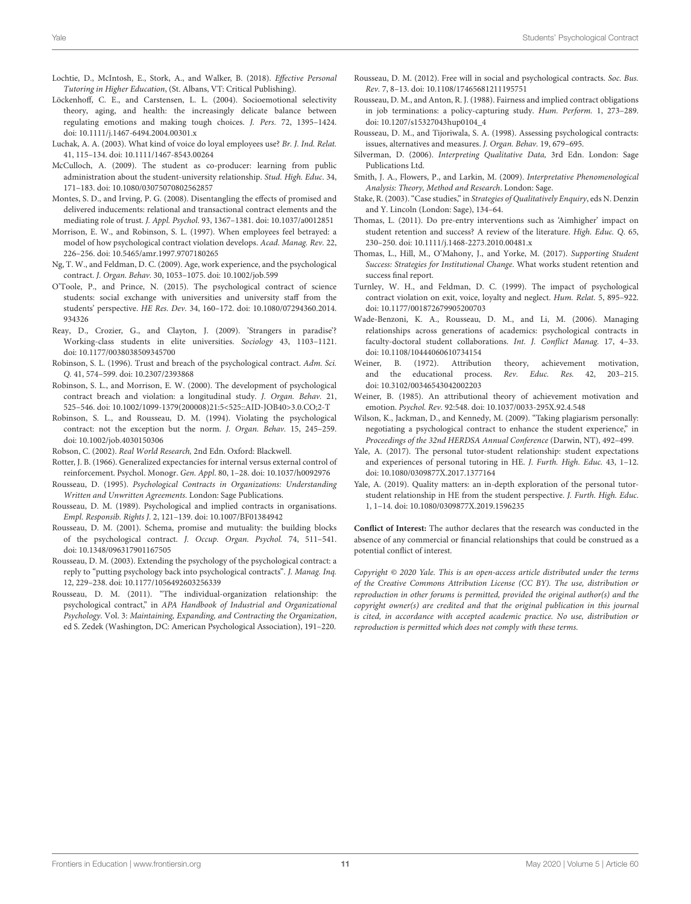Lochtie, D., McIntosh, E., Stork, A., and Walker, B. (2018). *Effective Personal Tutoring in Higher Education*, (St. Albans, VT: Critical Publishing).

Löckenhoff, C. E., and Carstensen, L. L. (2004). Socioemotional selectivity theory, aging, and health: the increasingly delicate balance between regulating emotions and making tough choices. *J. Pers.* 72, 1395–1424. doi: 10.1111/j.1467-6494.2004.00301.x

Luchak, A. A. (2003). What kind of voice do loyal employees use? *Br. J. Ind. Relat.* 41, 115–134. doi: 10.1111/1467-8543.00264

McCulloch, A. (2009). The student as co-producer: learning from public administration about the student-university relationship. *Stud. High. Educ.* 34, 171–183. doi: 10.1080/03075070802562857

Montes, S. D., and Irving, P. G. (2008). Disentangling the effects of promised and delivered inducements: relational and transactional contract elements and the mediating role of trust. *J. Appl. Psychol.* 93, 1367–1381. doi: 10.1037/a0012851

Morrison, E. W., and Robinson, S. L. (1997). When employees feel betrayed: a model of how psychological contract violation develops. *Acad. Manag. Rev.* 22, 226–256. doi: 10.5465/amr.1997.9707180265

Ng, T. W., and Feldman, D. C. (2009). Age, work experience, and the psychological contract. *J. Organ. Behav.* 30, 1053–1075. doi: 10.1002/job.599

O'Toole, P., and Prince, N. (2015). The psychological contract of science students: social exchange with universities and university staff from the students' perspective. *HE Res. Dev.* 34, 160–172. doi: 10.1080/07294360.2014.934326

Reay, D., Crozier, G., and Clayton, J. (2009). 'Strangers in paradise'? Working-class students in elite universities. *Sociology* 43, 1103–1121. doi: 10.1177/0038038509345700

Robinson, S. L. (1996). Trust and breach of the psychological contract. *Adm. Sci. Q.* 41, 574–599. doi: 10.2307/2393868

Robinson, S. L., and Morrison, E. W. (2000). The development of psychological contract breach and violation: a longitudinal study. *J. Organ. Behav.* 21, 525–546. doi: 10.1002/1099-1379(200008)21:5<525::AID-JOB40>3.0.CO;2-T

Robinson, S. L., and Rousseau, D. M. (1994). Violating the psychological contract: not the exception but the norm. *J. Organ. Behav.* 15, 245–259. doi: 10.1002/job.4030150306

Robson, C. (2002). *Real World Research*, 2nd Edn. Oxford: Blackwell.

Rotter, J. B. (1966). Generalized expectancies for internal versus external control of reinforcement. Psychol. Monogr. *Gen. Appl.* 80, 1–28. doi: 10.1037/h0092976

Rousseau, D. (1995). *Psychological Contracts in Organizations: Understanding Written and Unwritten Agreements.* London: Sage Publications.

Rousseau, D. M. (1989). Psychological and implied contracts in organisations. *Empl. Responsib. Rights J.* 2, 121–139. doi: 10.1007/BF01384942

Rousseau, D. M. (2001). Schema, promise and mutuality: the building blocks of the psychological contract. *J. Occup. Organ. Psychol.* 74, 511–541. doi: 10.1348/096317901167505

Rousseau, D. M. (2003). Extending the psychology of the psychological contract: a reply to "putting psychology back into psychological contracts". *J. Manag. Inq.* 12, 229–238. doi: 10.1177/1056492603256339

Rousseau, D. M. (2011). "The individual-organization relationship: the psychological contract," in *APA Handbook of Industrial and Organizational Psychology*. Vol. 3: *Maintaining, Expanding, and Contracting the Organization*, ed S. Zedek (Washington, DC: American Psychological Association), 191–220.

Rousseau, D. M. (2012). Free will in social and psychological contracts. *Soc. Bus. Rev.* 7, 8–13. doi: 10.1108/17465681211195751

Rousseau, D. M., and Anton, R. J. (1988). Fairness and implied contract obligations in job terminations: a policy-capturing study. *Hum. Perform.* 1, 273–289. doi: 10.1207/s15327043hup0104_4

Rousseau, D. M., and Tijoriwala, S. A. (1998). Assessing psychological contracts: issues, alternatives and measures. *J. Organ. Behav.* 19, 679–695.

Silverman, D. (2006). *Interpreting Qualitative Data,* 3rd Edn. London: Sage Publications Ltd.

Smith, J. A., Flowers, P., and Larkin, M. (2009). *Interpretative Phenomenological Analysis: Theory, Method and Research*. London: Sage.

Stake, R. (2003). "Case studies," in *Strategies of Qualitatively Enquiry*, eds N. Denzin and Y. Lincoln (London: Sage), 134–64.

Thomas, L. (2011). Do pre-entry interventions such as 'Aimhigher' impact on student retention and success? A review of the literature. *High. Educ. Q.* 65, 230–250. doi: 10.1111/j.1468-2273.2010.00481.x

Thomas, L., Hill, M., O'Mahony, J., and Yorke, M. (2017). *Supporting Student Success: Strategies for Institutional Change*. What works student retention and success final report.

Turnley, W. H., and Feldman, D. C. (1999). The impact of psychological contract violation on exit, voice, loyalty and neglect. *Hum. Relat.* 5, 895–922. doi: 10.1177/001872679905200703

Wade-Benzoni, K. A., Rousseau, D. M., and Li, M. (2006). Managing relationships across generations of academics: psychological contracts in faculty-doctoral student collaborations. *Int. J. Conflict Manag.* 17, 4–33. doi: 10.1108/10444060610734154

Weiner, B. (1972). Attribution theory, achievement motivation, and the educational process. *Rev. Educ. Res.* 42, 203–215. doi: 10.3102/00346543042002203

Weiner, B. (1985). An attributional theory of achievement motivation and emotion. *Psychol. Rev.* 92:548. doi: 10.1037/0033-295X.92.4.548

Wilson, K., Jackman, D., and Kennedy, M. (2009). "Taking plagiarism personally: negotiating a psychological contract to enhance the student experience," in *Proceedings of the 32nd HERDSA Annual Conference* (Darwin, NT), 492–499.

Yale, A. (2017). The personal tutor-student relationship: student expectations and experiences of personal tutoring in HE. *J. Furth. High. Educ.* 43, 1–12. doi: 10.1080/0309877X.2017.1377164

Yale, A. (2019). Quality matters: an in-depth exploration of the personal tutor-student relationship in HE from the student perspective. *J. Furth. High. Educ.* 1, 1–14. doi: 10.1080/0309877X.2019.1596235

**Conflict of Interest:** The author declares that the research was conducted in the absence of any commercial or financial relationships that could be construed as a potential conflict of interest.

*Copyright © 2020 Yale. This is an open-access article distributed under the terms of the Creative Commons Attribution License (CC BY). The use, distribution or reproduction in other forums is permitted, provided the original author(s) and the copyright owner(s) are credited and that the original publication in this journal is cited, in accordance with accepted academic practice. No use, distribution or reproduction is permitted which does not comply with these terms.*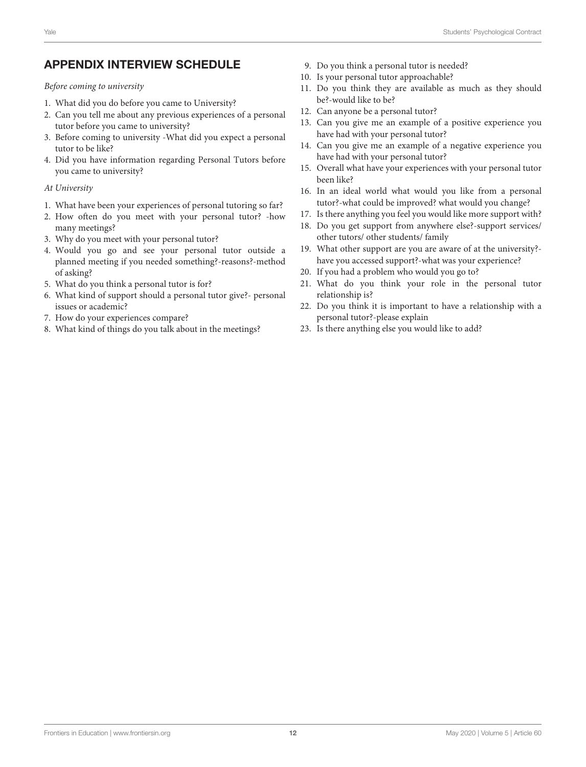## APPENDIX INTERVIEW SCHEDULE

*Before coming to university*

1. What did you do before you came to University?
2. Can you tell me about any previous experiences of a personal tutor before you came to university?
3. Before coming to university -What did you expect a personal tutor to be like?
4. Did you have information regarding Personal Tutors before you came to university?

*At University*

1. What have been your experiences of personal tutoring so far?
2. How often do you meet with your personal tutor? -how many meetings?
3. Why do you meet with your personal tutor?
4. Would you go and see your personal tutor outside a planned meeting if you needed something?-reasons?-method of asking?
5. What do you think a personal tutor is for?
6. What kind of support should a personal tutor give?- personal issues or academic?
7. How do your experiences compare?
8. What kind of things do you talk about in the meetings?
9. Do you think a personal tutor is needed?
10. Is your personal tutor approachable?
11. Do you think they are available as much as they should be?-would like to be?
12. Can anyone be a personal tutor?
13. Can you give me an example of a positive experience you have had with your personal tutor?
14. Can you give me an example of a negative experience you have had with your personal tutor?
15. Overall what have your experiences with your personal tutor been like?
16. In an ideal world what would you like from a personal tutor?-what could be improved? what would you change?
17. Is there anything you feel you would like more support with?
18. Do you get support from anywhere else?-support services/ other tutors/ other students/ family
19. What other support are you are aware of at the university?-have you accessed support?-what was your experience?
20. If you had a problem who would you go to?
21. What do you think your role in the personal tutor relationship is?
22. Do you think it is important to have a relationship with a personal tutor?-please explain
23. Is there anything else you would like to add?